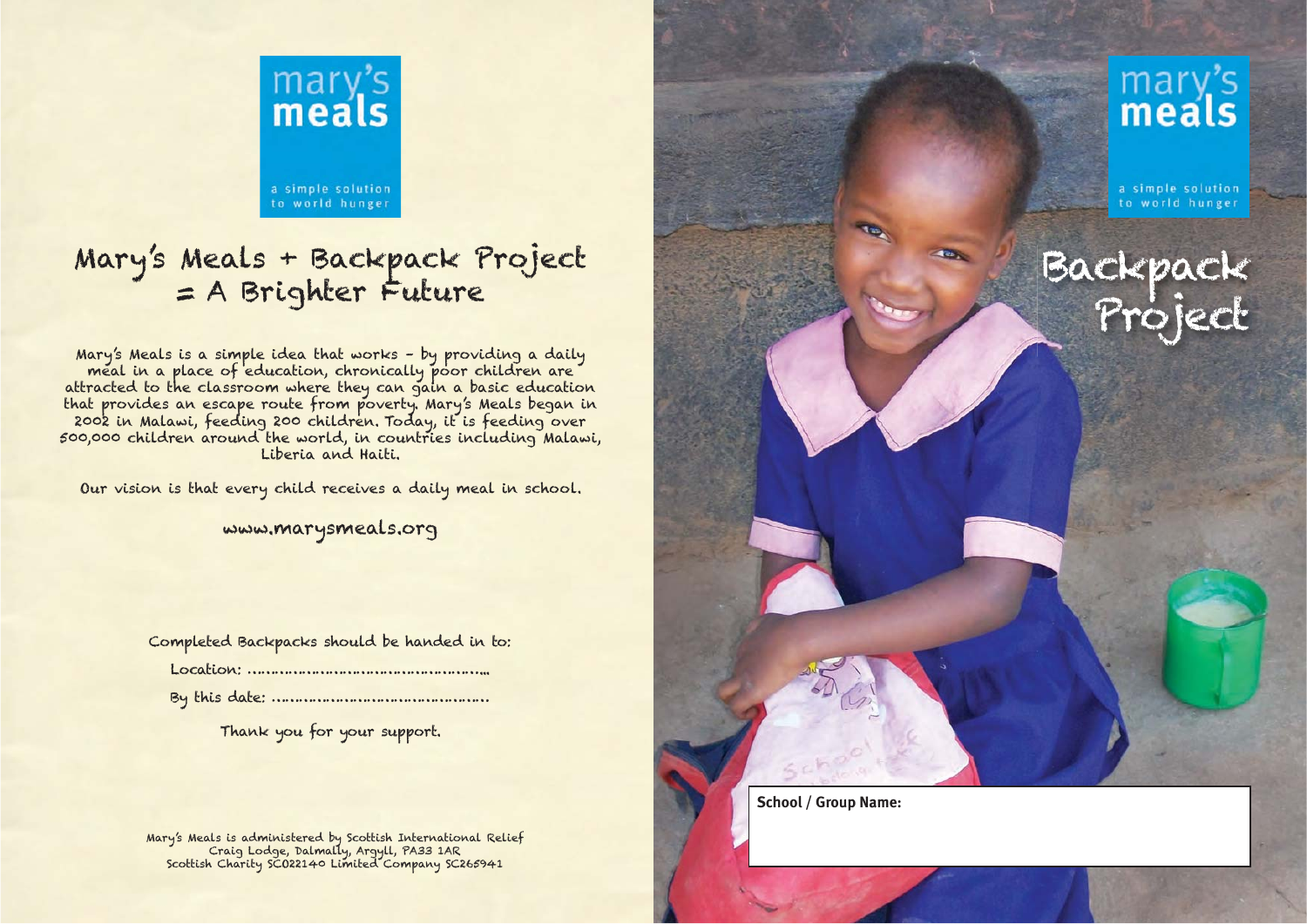mary's meals

a simple solution to world hunger

# Mary's Meals + Backpack Project = A Brighter Future

Mary's Meals is a simple idea that works – by providing a daily meal in a place of education, chronically poor children are attracted to the classroom where they can gain a basic education that provides an escape route from poverty. Mary's Meals began in 2002 in Malawi, feeding 200 children. Today, it is feeding over 500,000 children around the world, in countries including Malawi, Liberia and Haiti.

Our vision is that every child receives a daily meal in school.

www.marysmeals.org

Completed Backpacks should be handed in to:

Location: ……………………………………………….

By this date: ………………………………………….

Thank you for your support.

Mary's Meals is administered by Scottish International Relief
Craig Lodge, Dalmally, Argyll, PA33 1AR
Scottish Charity SC022140 Limited Company SC265941

mary's meals

a simple solution to world hunger

# Backpack Project

**School / Group Name:**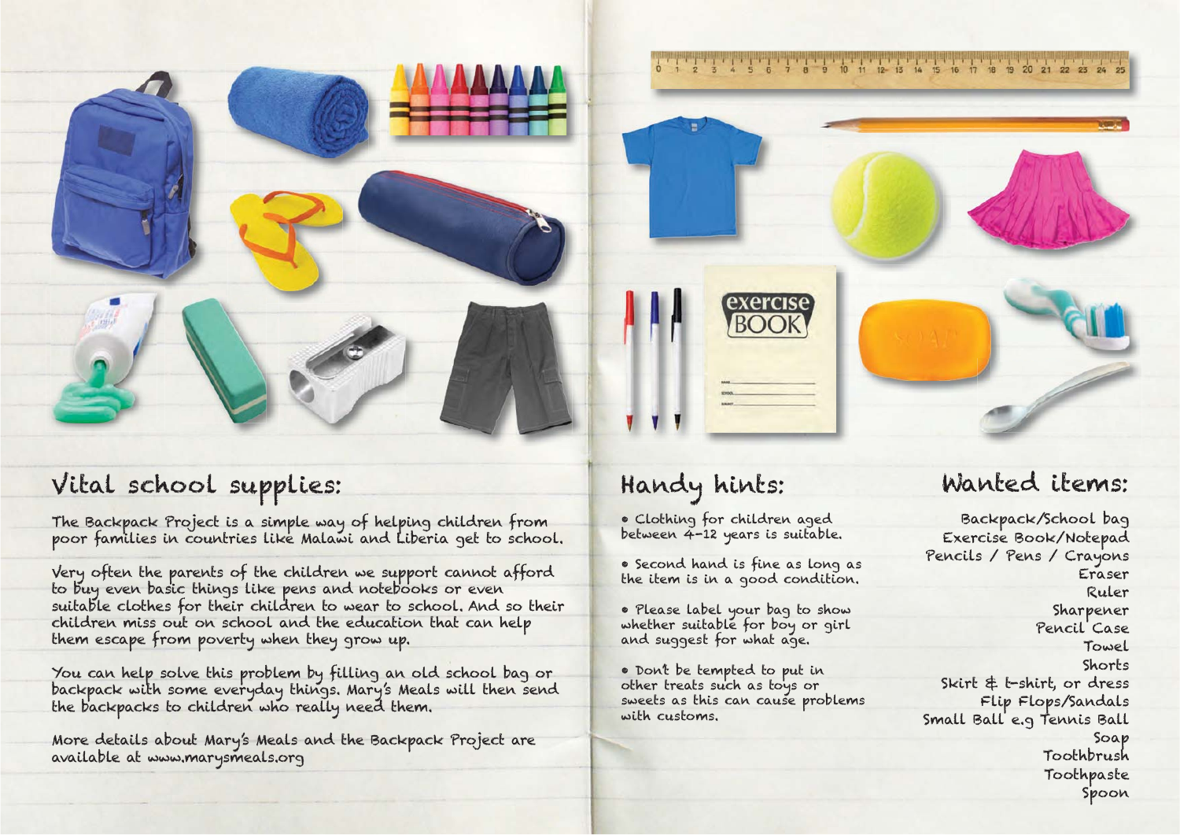## Vital school supplies:

The Backpack Project is a simple way of helping children from poor families in countries like Malawi and Liberia get to school.

Very often the parents of the children we support cannot afford to buy even basic things like pens and notebooks or even suitable clothes for their children to wear to school. And so their children miss out on school and the education that can help them escape from poverty when they grow up.

You can help solve this problem by filling an old school bag or backpack with some everyday things. Mary's Meals will then send the backpacks to children who really need them.

More details about Mary's Meals and the Backpack Project are available at www.marysmeals.org

## Handy hints:

- Clothing for children aged between 4-12 years is suitable.
- Second hand is fine as long as the item is in a good condition.
- Please label your bag to show whether suitable for boy or girl and suggest for what age.
- Don't be tempted to put in other treats such as toys or sweets as this can cause problems with customs.

## Wanted items:

Backpack/School bag
Exercise Book/Notepad
Pencils / Pens / Crayons
Eraser
Ruler
Sharpener
Pencil Case
Towel
Shorts
Skirt & t-shirt, or dress
Flip Flops/Sandals
Small Ball e.g Tennis Ball
Soap
Toothbrush
Toothpaste
Spoon